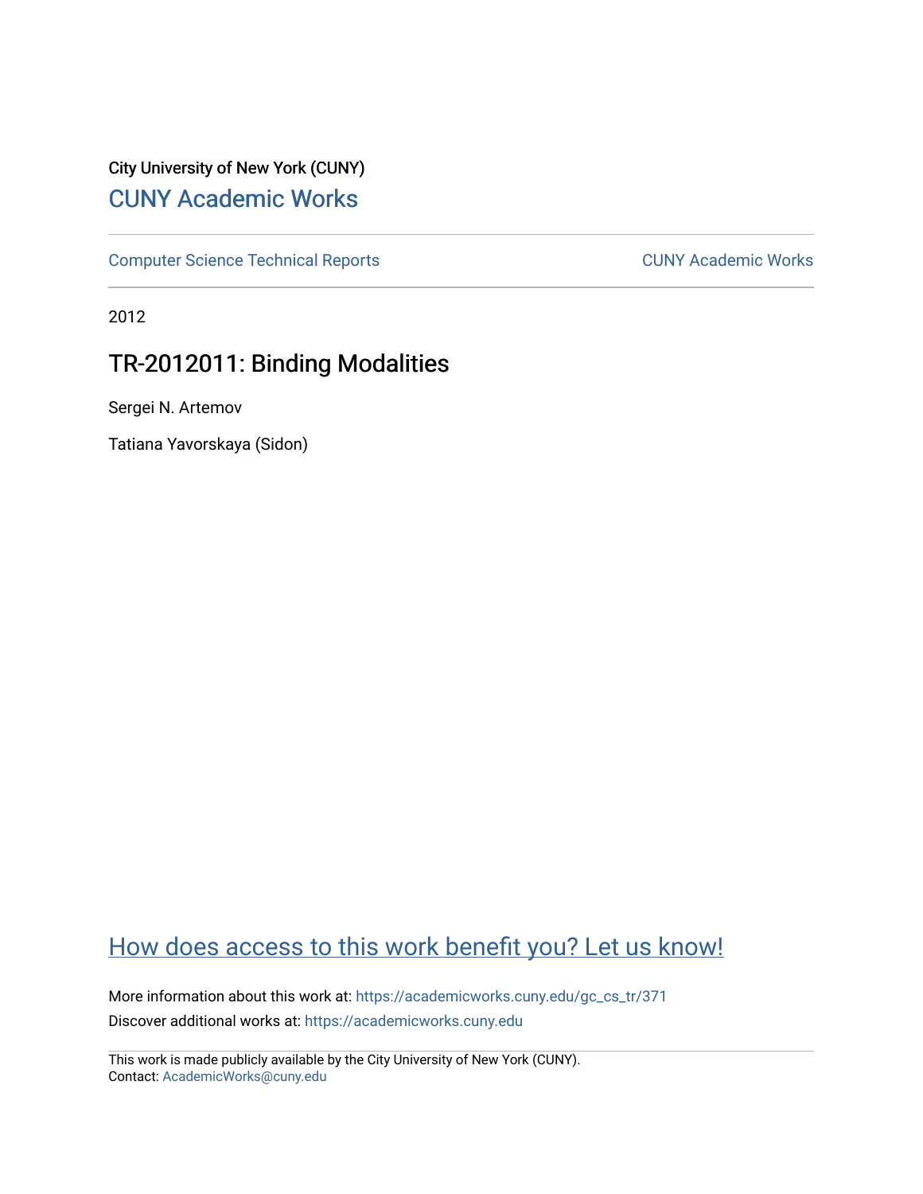City University of New York (CUNY)

# CUNY Academic Works

Computer Science Technical Reports | CUNY Academic Works

2012

## TR-2012011: Binding Modalities

Sergei N. Artemov

Tatiana Yavorskaya (Sidon)

How does access to this work benefit you? Let us know!

More information about this work at: https://academicworks.cuny.edu/gc_cs_tr/371

Discover additional works at: https://academicworks.cuny.edu

This work is made publicly available by the City University of New York (CUNY).
Contact: AcademicWorks@cuny.edu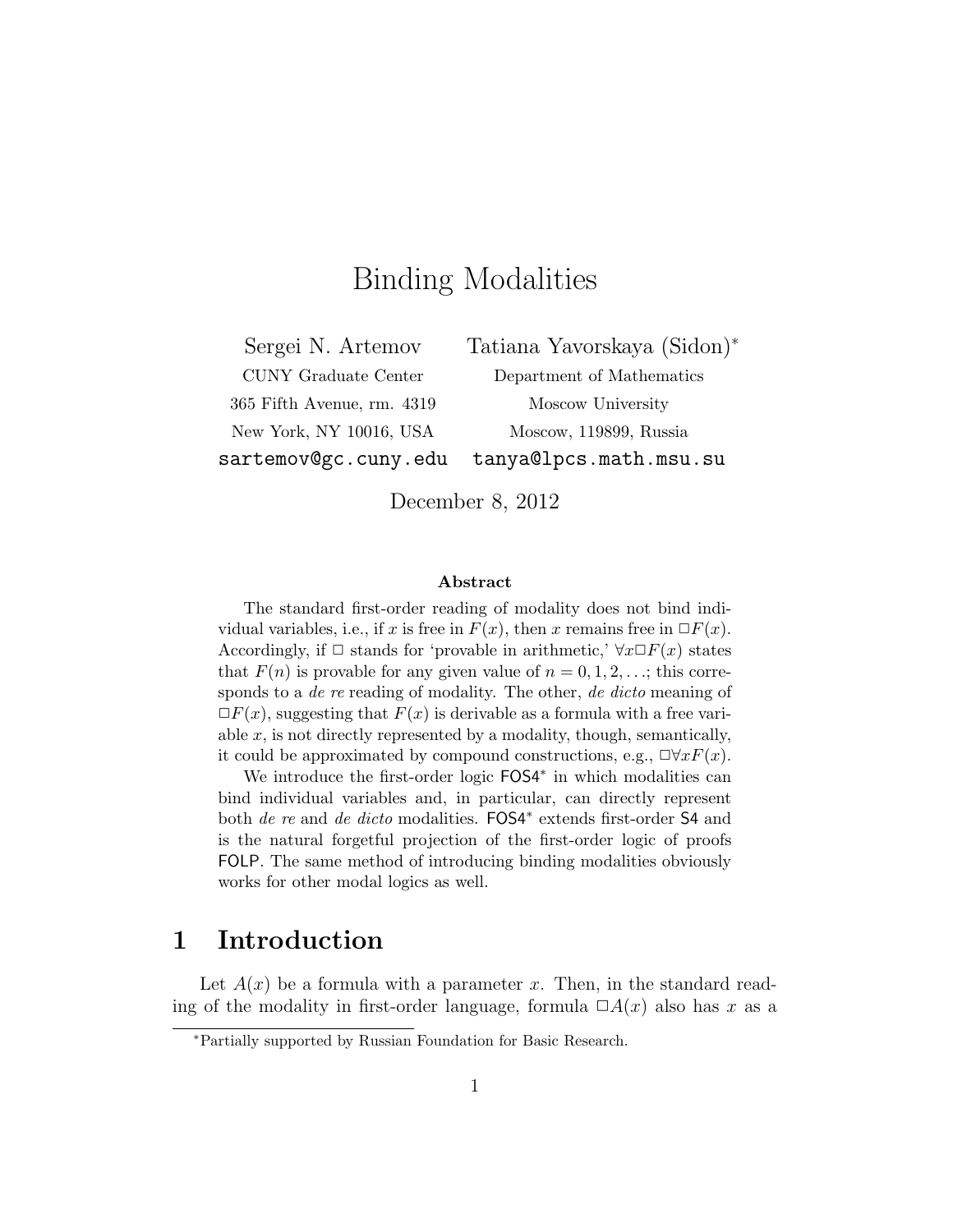# Binding Modalities

Sergei N. Artemov
CUNY Graduate Center
365 Fifth Avenue, rm. 4319
New York, NY 10016, USA
sartemov@gc.cuny.edu

Tatiana Yavorskaya (Sidon)*
Department of Mathematics
Moscow University
Moscow, 119899, Russia
tanya@lpcs.math.msu.su

December 8, 2012

### Abstract

The standard first-order reading of modality does not bind individual variables, i.e., if $x$ is free in $F(x)$, then $x$ remains free in $\Box F(x)$. Accordingly, if $\Box$ stands for 'provable in arithmetic,' $\forall x \Box F(x)$ states that $F(n)$ is provable for any given value of $n = 0, 1, 2, \ldots$; this corresponds to a *de re* reading of modality. The other, *de dicto* meaning of $\Box F(x)$, suggesting that $F(x)$ is derivable as a formula with a free variable $x$, is not directly represented by a modality, though, semantically, it could be approximated by compound constructions, e.g., $\Box \forall x F(x)$.

We introduce the first-order logic $\mathsf{FOS4}^*$ in which modalities can bind individual variables and, in particular, can directly represent both *de re* and *de dicto* modalities. $\mathsf{FOS4}^*$ extends first-order $\mathsf{S4}$ and is the natural forgetful projection of the first-order logic of proofs $\mathsf{FOLP}$. The same method of introducing binding modalities obviously works for other modal logics as well.

## 1 Introduction

Let $A(x)$ be a formula with a parameter $x$. Then, in the standard reading of the modality in first-order language, formula $\Box A(x)$ also has $x$ as a

*Partially supported by Russian Foundation for Basic Research.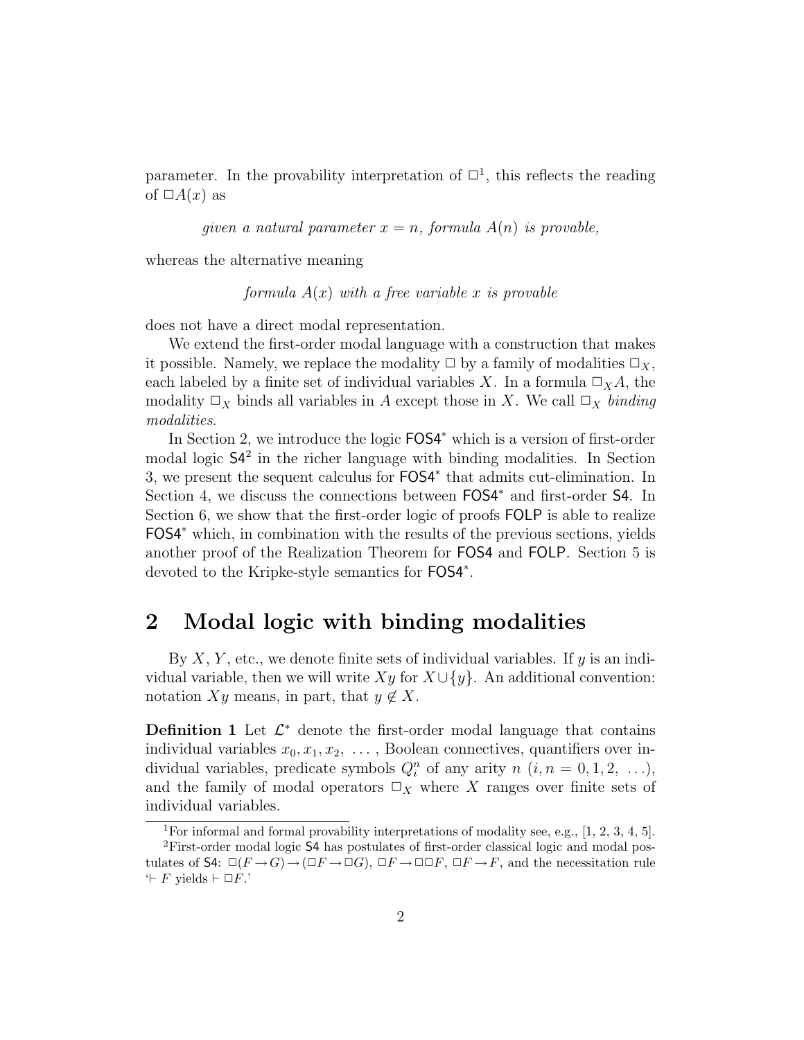parameter. In the provability interpretation of $\Box$[1], this reflects the reading of $\Box A(x)$ as

*given a natural parameter $x = n$, formula $A(n)$ is provable,*

whereas the alternative meaning

*formula $A(x)$ with a free variable $x$ is provable*

does not have a direct modal representation.

We extend the first-order modal language with a construction that makes it possible. Namely, we replace the modality $\Box$ by a family of modalities $\Box_X$, each labeled by a finite set of individual variables $X$. In a formula $\Box_X A$, the modality $\Box_X$ binds all variables in $A$ except those in $X$. We call $\Box_X$ *binding modalities*.

In Section 2, we introduce the logic $\mathsf{FOS4}^*$ which is a version of first-order modal logic $\mathsf{S4}$[2] in the richer language with binding modalities. In Section 3, we present the sequent calculus for $\mathsf{FOS4}^*$ that admits cut-elimination. In Section 4, we discuss the connections between $\mathsf{FOS4}^*$ and first-order $\mathsf{S4}$. In Section 6, we show that the first-order logic of proofs $\mathsf{FOLP}$ is able to realize $\mathsf{FOS4}^*$ which, in combination with the results of the previous sections, yields another proof of the Realization Theorem for $\mathsf{FOS4}$ and $\mathsf{FOLP}$. Section 5 is devoted to the Kripke-style semantics for $\mathsf{FOS4}^*$.

## 2 Modal logic with binding modalities

By $X$, $Y$, etc., we denote finite sets of individual variables. If $y$ is an individual variable, then we will write $Xy$ for $X \cup \{y\}$. An additional convention: notation $Xy$ means, in part, that $y \notin X$.

**Definition 1** Let $\mathcal{L}^*$ denote the first-order modal language that contains individual variables $x_0, x_1, x_2, \ldots$, Boolean connectives, quantifiers over individual variables, predicate symbols $Q_i^n$ of any arity $n$ ($i, n = 0, 1, 2, \ldots$), and the family of modal operators $\Box_X$ where $X$ ranges over finite sets of individual variables.

---

[1] For informal and formal provability interpretations of modality see, e.g., [1, 2, 3, 4, 5].

[2] First-order modal logic $\mathsf{S4}$ has postulates of first-order classical logic and modal postulates of $\mathsf{S4}$: $\Box(F \to G) \to (\Box F \to \Box G)$, $\Box F \to \Box\Box F$, $\Box F \to F$, and the necessitation rule '$\vdash F$ yields $\vdash \Box F$.'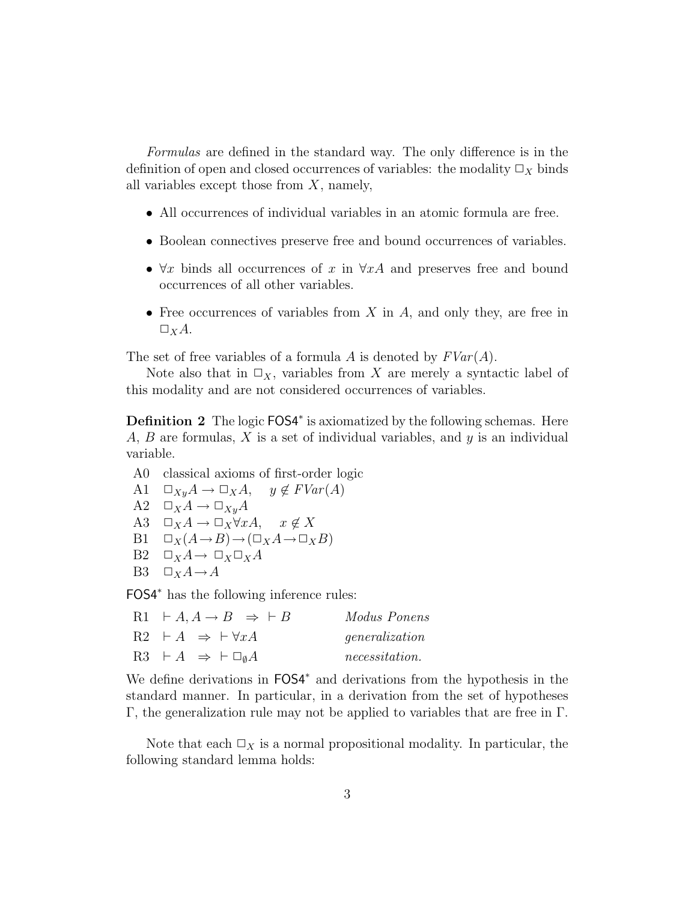*Formulas* are defined in the standard way. The only difference is in the definition of open and closed occurrences of variables: the modality $\Box_X$ binds all variables except those from $X$, namely,

- All occurrences of individual variables in an atomic formula are free.
- Boolean connectives preserve free and bound occurrences of variables.
- $\forall x$ binds all occurrences of $x$ in $\forall x A$ and preserves free and bound occurrences of all other variables.
- Free occurrences of variables from $X$ in $A$, and only they, are free in $\Box_X A$.

The set of free variables of a formula $A$ is denoted by $FVar(A)$.

Note also that in $\Box_X$, variables from $X$ are merely a syntactic label of this modality and are not considered occurrences of variables.

**Definition 2** The logic $\mathsf{FOS4}^*$ is axiomatized by the following schemas. Here $A$, $B$ are formulas, $X$ is a set of individual variables, and $y$ is an individual variable.

| | |
|---|---|
| A0 | classical axioms of first-order logic |
| A1 | $\Box_{Xy} A \rightarrow \Box_X A, \quad y \notin FVar(A)$ |
| A2 | $\Box_X A \rightarrow \Box_{Xy} A$ |
| A3 | $\Box_X A \rightarrow \Box_X \forall x A, \quad x \notin X$ |
| B1 | $\Box_X (A \rightarrow B) \rightarrow (\Box_X A \rightarrow \Box_X B)$ |
| B2 | $\Box_X A \rightarrow \Box_X \Box_X A$ |
| B3 | $\Box_X A \rightarrow A$ |

$\mathsf{FOS4}^*$ has the following inference rules:

| | | |
|---|---|---|
| R1 | $\vdash A, A \rightarrow B \;\; \Rightarrow \;\; \vdash B$ | *Modus Ponens* |
| R2 | $\vdash A \;\; \Rightarrow \;\; \vdash \forall x A$ | *generalization* |
| R3 | $\vdash A \;\; \Rightarrow \;\; \vdash \Box_\emptyset A$ | *necessitation.* |

We define derivations in $\mathsf{FOS4}^*$ and derivations from the hypothesis in the standard manner. In particular, in a derivation from the set of hypotheses $\Gamma$, the generalization rule may not be applied to variables that are free in $\Gamma$.

Note that each $\Box_X$ is a normal propositional modality. In particular, the following standard lemma holds: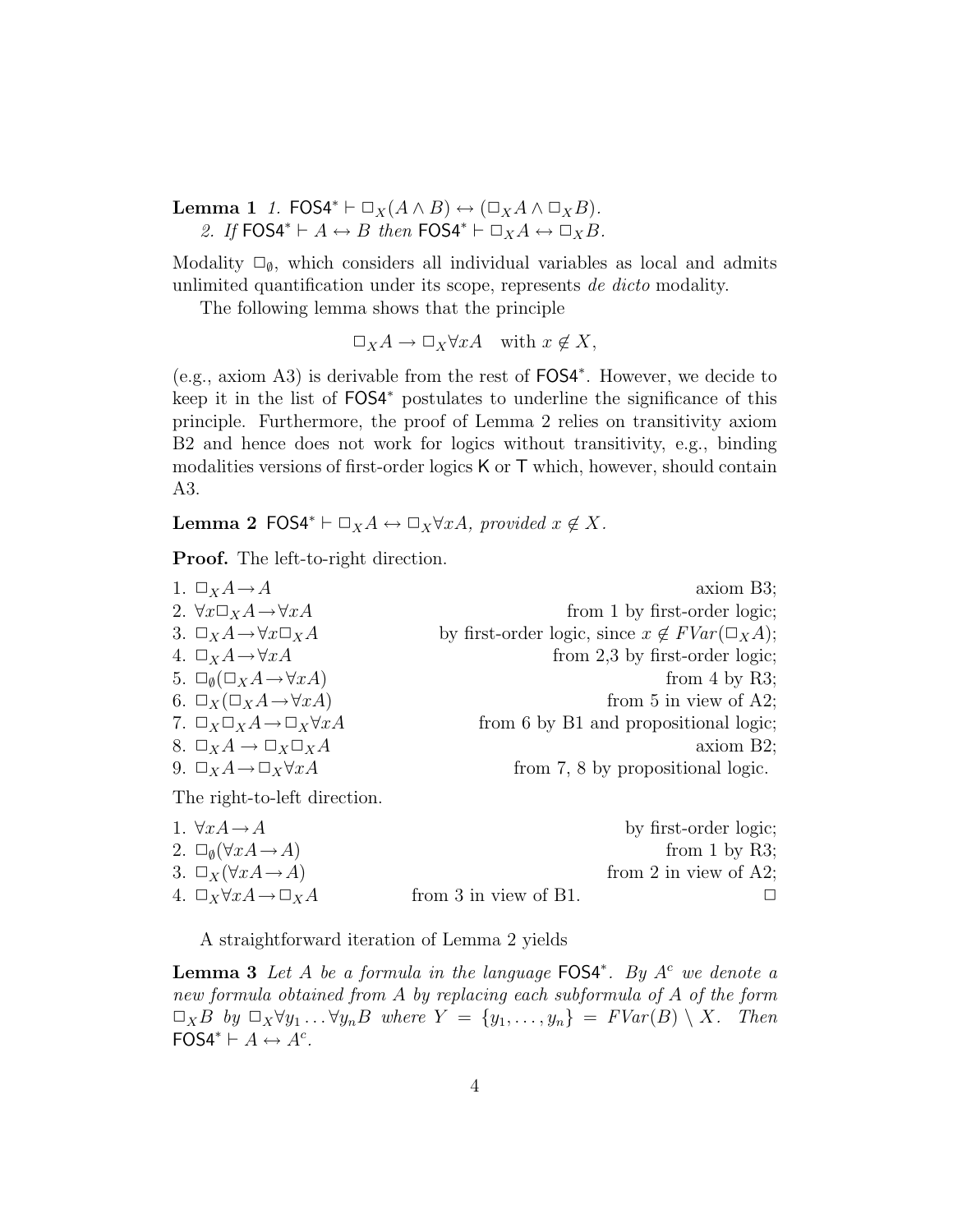**Lemma 1** *1.* $\mathsf{FOS4}^* \vdash \Box_X(A \wedge B) \leftrightarrow (\Box_X A \wedge \Box_X B)$.

*2. If* $\mathsf{FOS4}^* \vdash A \leftrightarrow B$ *then* $\mathsf{FOS4}^* \vdash \Box_X A \leftrightarrow \Box_X B$.

Modality $\Box_\emptyset$, which considers all individual variables as local and admits unlimited quantification under its scope, represents *de dicto* modality.

The following lemma shows that the principle

$$\Box_X A \to \Box_X \forall x A \quad \text{with } x \notin X,$$

(e.g., axiom A3) is derivable from the rest of $\mathsf{FOS4}^*$. However, we decide to keep it in the list of $\mathsf{FOS4}^*$ postulates to underline the significance of this principle. Furthermore, the proof of Lemma 2 relies on transitivity axiom B2 and hence does not work for logics without transitivity, e.g., binding modalities versions of first-order logics $\mathsf{K}$ or $\mathsf{T}$ which, however, should contain A3.

**Lemma 2** $\mathsf{FOS4}^* \vdash \Box_X A \leftrightarrow \Box_X \forall x A$*, provided* $x \notin X$.

**Proof.** The left-to-right direction.

1. $\Box_X A \to A$ — axiom B3;
2. $\forall x \Box_X A \to \forall x A$ — from 1 by first-order logic;
3. $\Box_X A \to \forall x \Box_X A$ — by first-order logic, since $x \notin FVar(\Box_X A)$;
4. $\Box_X A \to \forall x A$ — from 2,3 by first-order logic;
5. $\Box_\emptyset(\Box_X A \to \forall x A)$ — from 4 by R3;
6. $\Box_X(\Box_X A \to \forall x A)$ — from 5 in view of A2;
7. $\Box_X \Box_X A \to \Box_X \forall x A$ — from 6 by B1 and propositional logic;
8. $\Box_X A \to \Box_X \Box_X A$ — axiom B2;
9. $\Box_X A \to \Box_X \forall x A$ — from 7, 8 by propositional logic.

The right-to-left direction.

1. $\forall x A \to A$ — by first-order logic;
2. $\Box_\emptyset(\forall x A \to A)$ — from 1 by R3;
3. $\Box_X(\forall x A \to A)$ — from 2 in view of A2;
4. $\Box_X \forall x A \to \Box_X A$ — from 3 in view of B1. $\Box$

A straightforward iteration of Lemma 2 yields

**Lemma 3** *Let* $A$ *be a formula in the language* $\mathsf{FOS4}^*$*. By* $A^c$ *we denote a new formula obtained from* $A$ *by replacing each subformula of* $A$ *of the form* $\Box_X B$ *by* $\Box_X \forall y_1 \ldots \forall y_n B$ *where* $Y = \{y_1, \ldots, y_n\} = FVar(B) \setminus X$*. Then* $\mathsf{FOS4}^* \vdash A \leftrightarrow A^c$.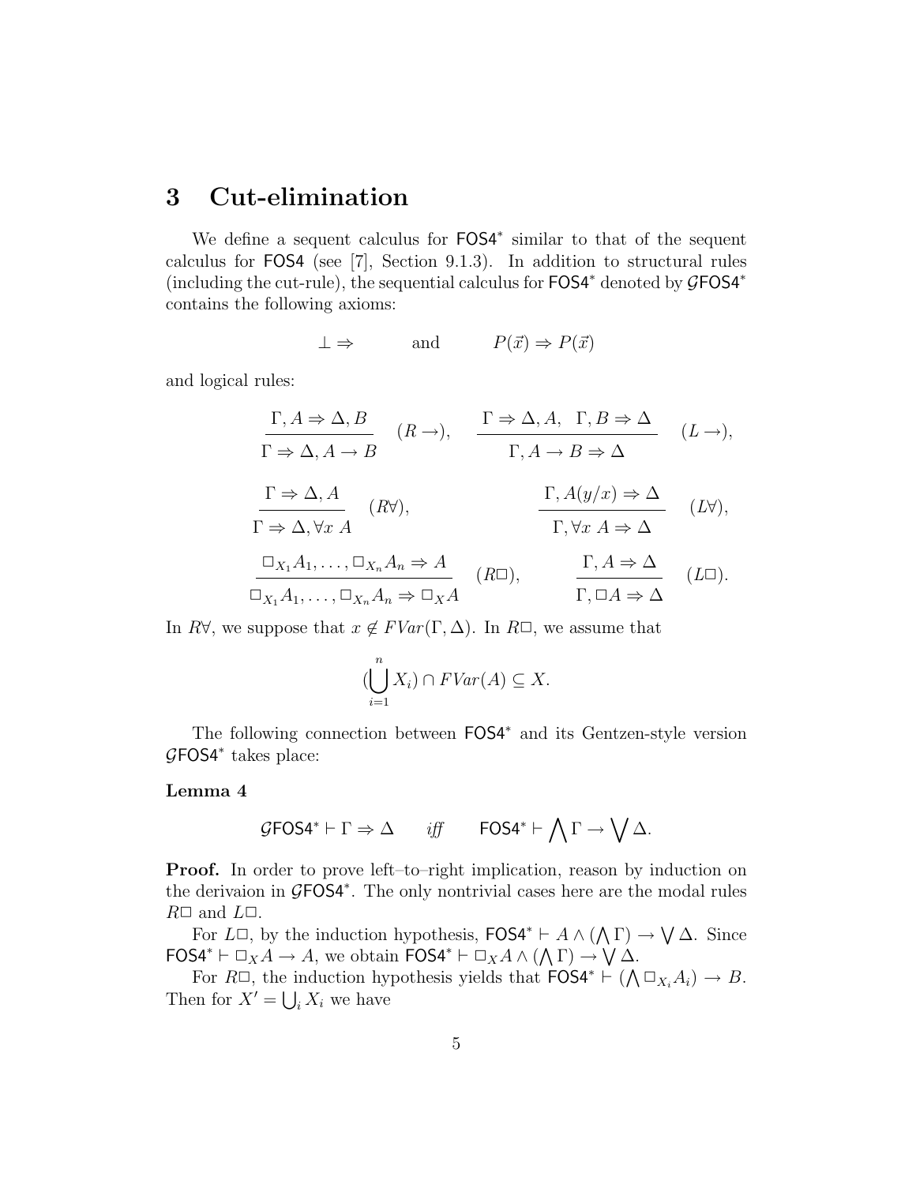## 3 Cut-elimination

We define a sequent calculus for $\mathsf{FOS4}^*$ similar to that of the sequent calculus for $\mathsf{FOS4}$ (see [7], Section 9.1.3). In addition to structural rules (including the cut-rule), the sequential calculus for $\mathsf{FOS4}^*$ denoted by $\mathcal{G}\mathsf{FOS4}^*$ contains the following axioms:

$$\bot \Rightarrow \qquad \text{and} \qquad P(\vec{x}) \Rightarrow P(\vec{x})$$

and logical rules:

$$\frac{\Gamma, A \Rightarrow \Delta, B}{\Gamma \Rightarrow \Delta, A \to B} \quad (R \to), \qquad \frac{\Gamma \Rightarrow \Delta, A, \quad \Gamma, B \Rightarrow \Delta}{\Gamma, A \to B \Rightarrow \Delta} \quad (L \to),$$

$$\frac{\Gamma \Rightarrow \Delta, A}{\Gamma \Rightarrow \Delta, \forall x\ A} \quad (R\forall), \qquad \frac{\Gamma, A(y/x) \Rightarrow \Delta}{\Gamma, \forall x\ A \Rightarrow \Delta} \quad (L\forall),$$

$$\frac{\Box_{X_1} A_1, \ldots, \Box_{X_n} A_n \Rightarrow A}{\Box_{X_1} A_1, \ldots, \Box_{X_n} A_n \Rightarrow \Box_X A} \quad (R\Box), \qquad \frac{\Gamma, A \Rightarrow \Delta}{\Gamma, \Box A \Rightarrow \Delta} \quad (L\Box).$$

In $R\forall$, we suppose that $x \notin FVar(\Gamma, \Delta)$. In $R\Box$, we assume that

$$(\bigcup_{i=1}^{n} X_i) \cap FVar(A) \subseteq X.$$

The following connection between $\mathsf{FOS4}^*$ and its Gentzen-style version $\mathcal{G}\mathsf{FOS4}^*$ takes place:

**Lemma 4**

$$\mathcal{G}\mathsf{FOS4}^* \vdash \Gamma \Rightarrow \Delta \qquad \textit{iff} \qquad \mathsf{FOS4}^* \vdash \bigwedge \Gamma \to \bigvee \Delta.$$

**Proof.** In order to prove left–to–right implication, reason by induction on the derivaion in $\mathcal{G}\mathsf{FOS4}^*$. The only nontrivial cases here are the modal rules $R\Box$ and $L\Box$.

For $L\Box$, by the induction hypothesis, $\mathsf{FOS4}^* \vdash A \wedge (\bigwedge \Gamma) \to \bigvee \Delta$. Since $\mathsf{FOS4}^* \vdash \Box_X A \to A$, we obtain $\mathsf{FOS4}^* \vdash \Box_X A \wedge (\bigwedge \Gamma) \to \bigvee \Delta$.

For $R\Box$, the induction hypothesis yields that $\mathsf{FOS4}^* \vdash (\bigwedge \Box_{X_i} A_i) \to B$. Then for $X' = \bigcup_i X_i$ we have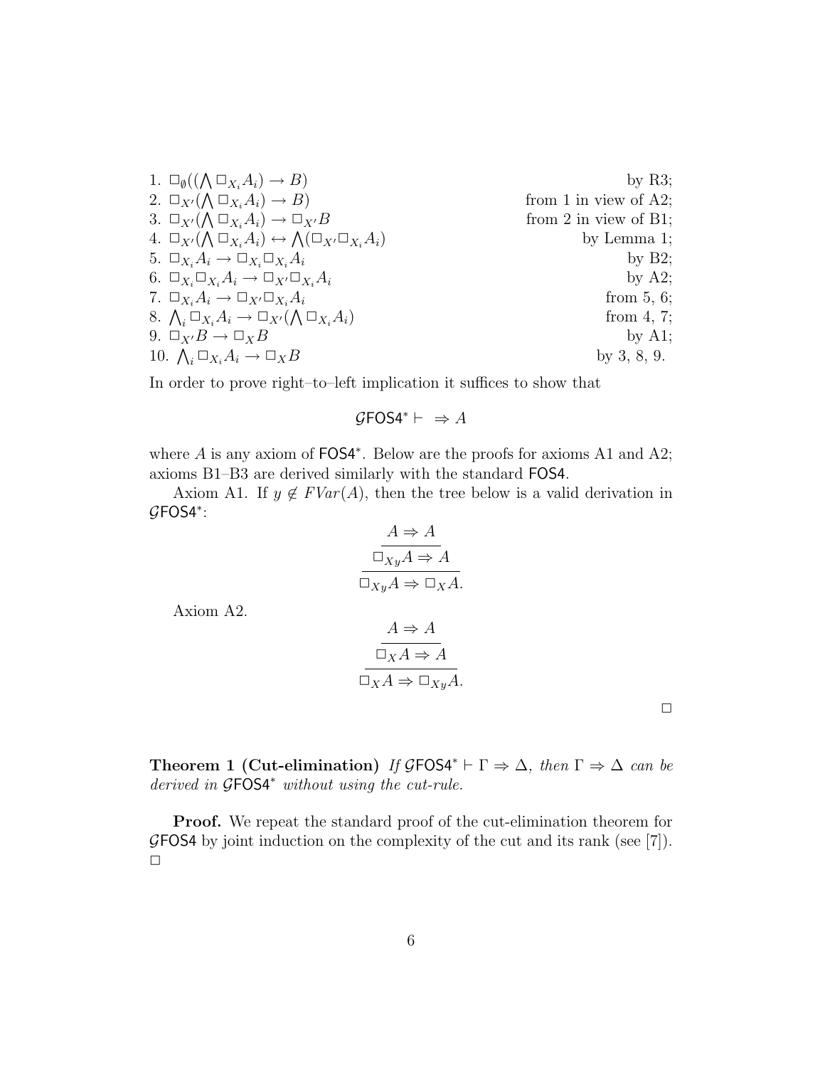1. $\Box_{\emptyset}((\bigwedge \Box_{X_i} A_i) \to B)$ by R3;
2. $\Box_{X'}(\bigwedge \Box_{X_i} A_i) \to B)$ from 1 in view of A2;
3. $\Box_{X'}(\bigwedge \Box_{X_i} A_i) \to \Box_{X'} B$ from 2 in view of B1;
4. $\Box_{X'}(\bigwedge \Box_{X_i} A_i) \leftrightarrow \bigwedge(\Box_{X'} \Box_{X_i} A_i)$ by Lemma 1;
5. $\Box_{X_i} A_i \to \Box_{X_i} \Box_{X_i} A_i$ by B2;
6. $\Box_{X_i} \Box_{X_i} A_i \to \Box_{X'} \Box_{X_i} A_i$ by A2;
7. $\Box_{X_i} A_i \to \Box_{X'} \Box_{X_i} A_i$ from 5, 6;
8. $\bigwedge_i \Box_{X_i} A_i \to \Box_{X'}(\bigwedge \Box_{X_i} A_i)$ from 4, 7;
9. $\Box_{X'} B \to \Box_X B$ by A1;
10. $\bigwedge_i \Box_{X_i} A_i \to \Box_X B$ by 3, 8, 9.

In order to prove right–to–left implication it suffices to show that

$$\mathcal{G}\mathsf{FOS4}^* \vdash \ \Rightarrow A$$

where $A$ is any axiom of $\mathsf{FOS4}^*$. Below are the proofs for axioms A1 and A2; axioms B1–B3 are derived similarly with the standard $\mathsf{FOS4}$.

Axiom A1. If $y \notin FVar(A)$, then the tree below is a valid derivation in $\mathcal{G}\mathsf{FOS4}^*$:

$$\dfrac{\dfrac{A \Rightarrow A}{\Box_{Xy} A \Rightarrow A}}{\Box_{Xy} A \Rightarrow \Box_X A.}$$

Axiom A2.

$$\dfrac{\dfrac{A \Rightarrow A}{\Box_X A \Rightarrow A}}{\Box_X A \Rightarrow \Box_{Xy} A.}$$

□

**Theorem 1 (Cut-elimination)** *If $\mathcal{G}\mathsf{FOS4}^* \vdash \Gamma \Rightarrow \Delta$, then $\Gamma \Rightarrow \Delta$ can be derived in $\mathcal{G}\mathsf{FOS4}^*$ without using the cut-rule.*

**Proof.** We repeat the standard proof of the cut-elimination theorem for $\mathcal{G}\mathsf{FOS4}$ by joint induction on the complexity of the cut and its rank (see [7]). □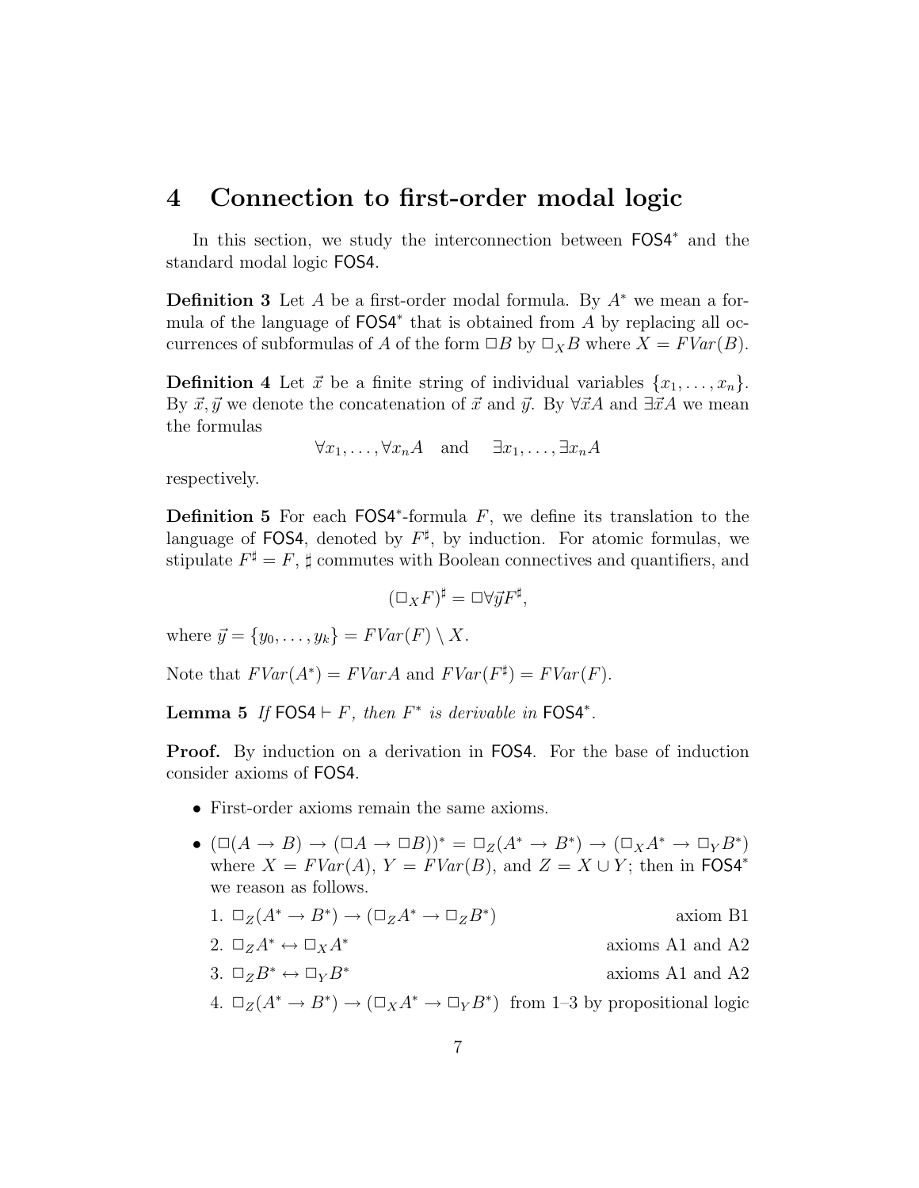## 4 Connection to first-order modal logic

In this section, we study the interconnection between $\mathsf{FOS4}^*$ and the standard modal logic $\mathsf{FOS4}$.

**Definition 3** Let $A$ be a first-order modal formula. By $A^*$ we mean a formula of the language of $\mathsf{FOS4}^*$ that is obtained from $A$ by replacing all occurrences of subformulas of $A$ of the form $\Box B$ by $\Box_X B$ where $X = FVar(B)$.

**Definition 4** Let $\vec{x}$ be a finite string of individual variables $\{x_1, \dots, x_n\}$. By $\vec{x}, \vec{y}$ we denote the concatenation of $\vec{x}$ and $\vec{y}$. By $\forall \vec{x} A$ and $\exists \vec{x} A$ we mean the formulas

$$\forall x_1, \dots, \forall x_n A \quad \text{and} \quad \exists x_1, \dots, \exists x_n A$$

respectively.

**Definition 5** For each $\mathsf{FOS4}^*$-formula $F$, we define its translation to the language of $\mathsf{FOS4}$, denoted by $F^\sharp$, by induction. For atomic formulas, we stipulate $F^\sharp = F$, $\sharp$ commutes with Boolean connectives and quantifiers, and

$$(\Box_X F)^\sharp = \Box \forall \vec{y} F^\sharp,$$

where $\vec{y} = \{y_0, \dots, y_k\} = FVar(F) \setminus X$.

Note that $FVar(A^*) = FVar A$ and $FVar(F^\sharp) = FVar(F)$.

**Lemma 5** *If* $\mathsf{FOS4} \vdash F$*, then* $F^*$ *is derivable in* $\mathsf{FOS4}^*$.

**Proof.** By induction on a derivation in $\mathsf{FOS4}$. For the base of induction consider axioms of $\mathsf{FOS4}$.

- First-order axioms remain the same axioms.
- $(\Box(A \to B) \to (\Box A \to \Box B))^* = \Box_Z(A^* \to B^*) \to (\Box_X A^* \to \Box_Y B^*)$ where $X = FVar(A)$, $Y = FVar(B)$, and $Z = X \cup Y$; then in $\mathsf{FOS4}^*$ we reason as follows.
  1. $\Box_Z(A^* \to B^*) \to (\Box_Z A^* \to \Box_Z B^*)$ — axiom B1
  2. $\Box_Z A^* \leftrightarrow \Box_X A^*$ — axioms A1 and A2
  3. $\Box_Z B^* \leftrightarrow \Box_Y B^*$ — axioms A1 and A2
  4. $\Box_Z(A^* \to B^*) \to (\Box_X A^* \to \Box_Y B^*)$ — from 1–3 by propositional logic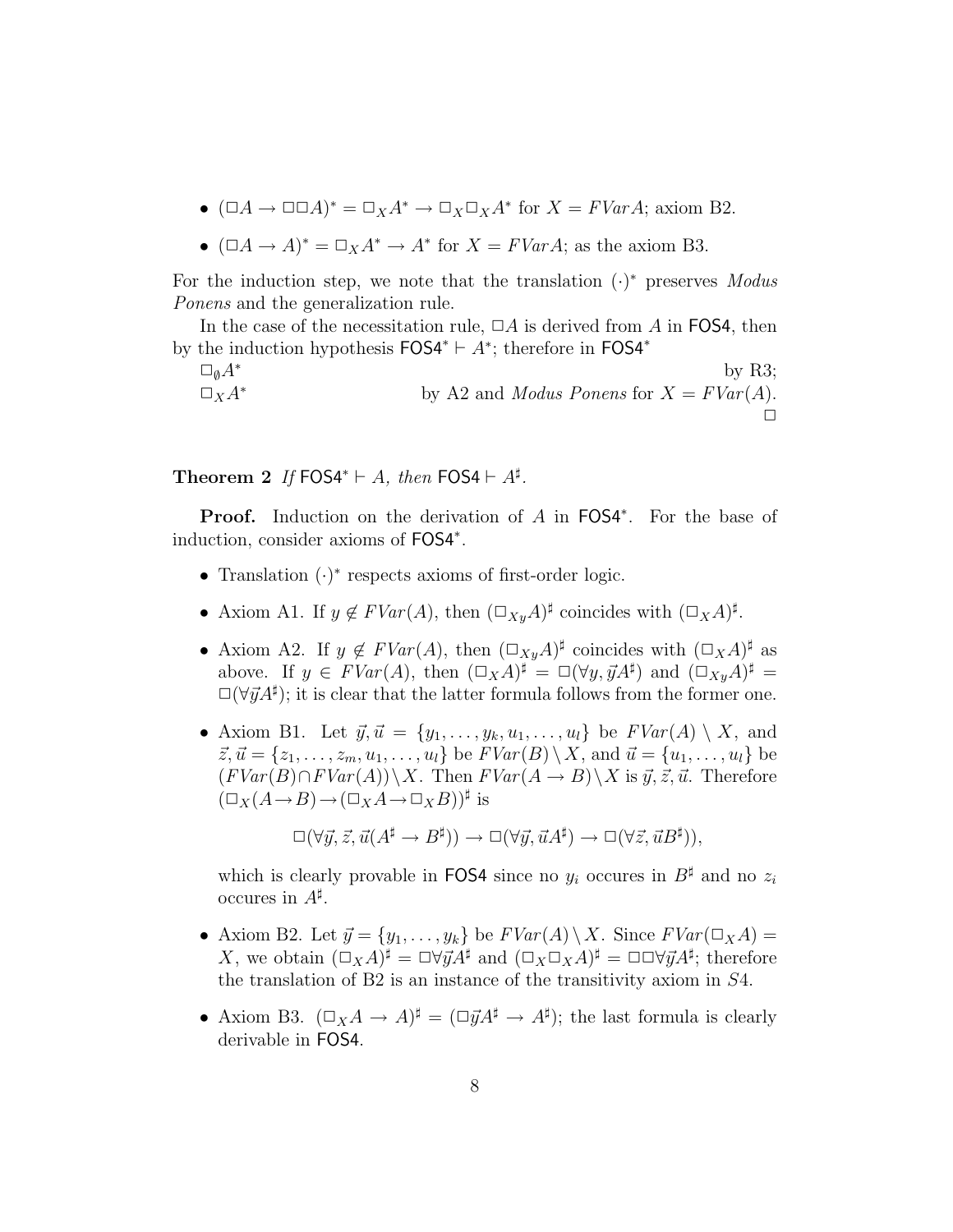- $(\Box A \to \Box\Box A)^* = \Box_X A^* \to \Box_X \Box_X A^*$ for $X = FVar A$; axiom B2.
- $(\Box A \to A)^* = \Box_X A^* \to A^*$ for $X = FVar A$; as the axiom B3.

For the induction step, we note that the translation $(\cdot)^*$ preserves *Modus Ponens* and the generalization rule.

In the case of the necessitation rule, $\Box A$ is derived from $A$ in FOS4, then by the induction hypothesis $\mathsf{FOS4}^* \vdash A^*$; therefore in $\mathsf{FOS4}^*$

$\Box_\emptyset A^*$ by R3;

$\Box_X A^*$ by A2 and *Modus Ponens* for $X = FVar(A)$.

□

**Theorem 2** *If* $\mathsf{FOS4}^* \vdash A$*, then* $\mathsf{FOS4} \vdash A^\sharp$.

**Proof.** Induction on the derivation of $A$ in $\mathsf{FOS4}^*$. For the base of induction, consider axioms of $\mathsf{FOS4}^*$.

- Translation $(\cdot)^*$ respects axioms of first-order logic.
- Axiom A1. If $y \notin FVar(A)$, then $(\Box_{Xy} A)^\sharp$ coincides with $(\Box_X A)^\sharp$.
- Axiom A2. If $y \notin FVar(A)$, then $(\Box_{Xy} A)^\sharp$ coincides with $(\Box_X A)^\sharp$ as above. If $y \in FVar(A)$, then $(\Box_X A)^\sharp = \Box(\forall y, \vec{y} A^\sharp)$ and $(\Box_{Xy} A)^\sharp = \Box(\forall \vec{y} A^\sharp)$; it is clear that the latter formula follows from the former one.
- Axiom B1. Let $\vec{y}, \vec{u} = \{y_1, \ldots, y_k, u_1, \ldots, u_l\}$ be $FVar(A) \setminus X$, and $\vec{z}, \vec{u} = \{z_1, \ldots, z_m, u_1, \ldots, u_l\}$ be $FVar(B) \setminus X$, and $\vec{u} = \{u_1, \ldots, u_l\}$ be $(FVar(B) \cap FVar(A)) \setminus X$. Then $FVar(A \to B) \setminus X$ is $\vec{y}, \vec{z}, \vec{u}$. Therefore $(\Box_X(A \to B) \to (\Box_X A \to \Box_X B))^\sharp$ is

$$\Box(\forall \vec{y}, \vec{z}, \vec{u}(A^\sharp \to B^\sharp)) \to \Box(\forall \vec{y}, \vec{u} A^\sharp) \to \Box(\forall \vec{z}, \vec{u} B^\sharp)),$$

  which is clearly provable in FOS4 since no $y_i$ occures in $B^\sharp$ and no $z_i$ occures in $A^\sharp$.
- Axiom B2. Let $\vec{y} = \{y_1, \ldots, y_k\}$ be $FVar(A) \setminus X$. Since $FVar(\Box_X A) = X$, we obtain $(\Box_X A)^\sharp = \Box\forall\vec{y}A^\sharp$ and $(\Box_X \Box_X A)^\sharp = \Box\Box\forall\vec{y}A^\sharp$; therefore the translation of B2 is an instance of the transitivity axiom in $S4$.
- Axiom B3. $(\Box_X A \to A)^\sharp = (\Box\vec{y}A^\sharp \to A^\sharp)$; the last formula is clearly derivable in FOS4.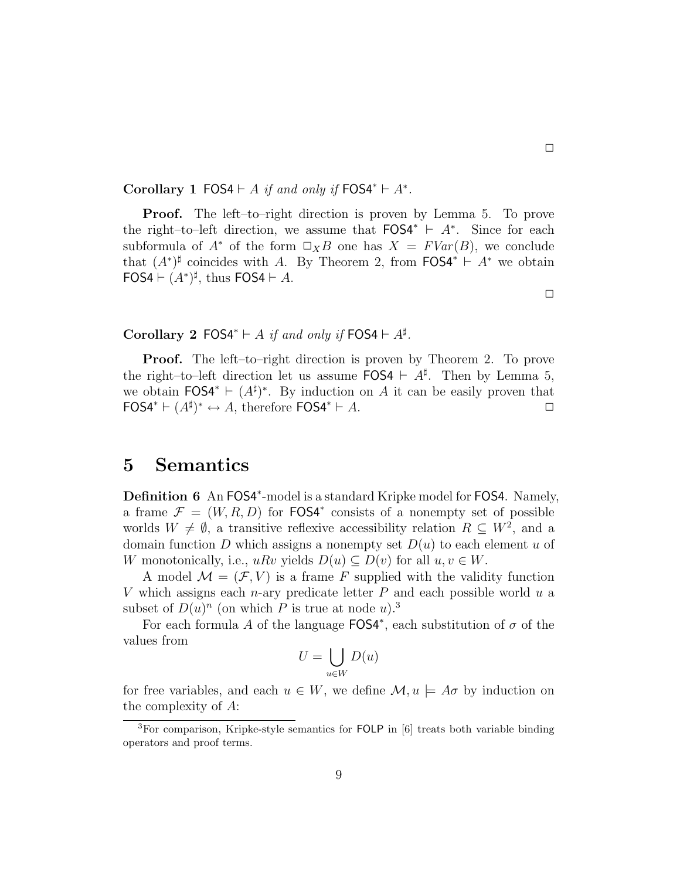□

**Corollary 1** $\mathsf{FOS4} \vdash A$ *if and only if* $\mathsf{FOS4}^* \vdash A^*$.

**Proof.** The left–to–right direction is proven by Lemma 5. To prove the right–to–left direction, we assume that $\mathsf{FOS4}^* \vdash A^*$. Since for each subformula of $A^*$ of the form $\Box_X B$ one has $X = FVar(B)$, we conclude that $(A^*)^\sharp$ coincides with $A$. By Theorem 2, from $\mathsf{FOS4}^* \vdash A^*$ we obtain $\mathsf{FOS4} \vdash (A^*)^\sharp$, thus $\mathsf{FOS4} \vdash A$.

□

**Corollary 2** $\mathsf{FOS4}^* \vdash A$ *if and only if* $\mathsf{FOS4} \vdash A^\sharp$.

**Proof.** The left–to–right direction is proven by Theorem 2. To prove the right–to–left direction let us assume $\mathsf{FOS4} \vdash A^\sharp$. Then by Lemma 5, we obtain $\mathsf{FOS4}^* \vdash (A^\sharp)^*$. By induction on $A$ it can be easily proven that $\mathsf{FOS4}^* \vdash (A^\sharp)^* \leftrightarrow A$, therefore $\mathsf{FOS4}^* \vdash A$. □

# 5 Semantics

**Definition 6** An $\mathsf{FOS4}^*$-model is a standard Kripke model for $\mathsf{FOS4}$. Namely, a frame $\mathcal{F} = (W, R, D)$ for $\mathsf{FOS4}^*$ consists of a nonempty set of possible worlds $W \neq \emptyset$, a transitive reflexive accessibility relation $R \subseteq W^2$, and a domain function $D$ which assigns a nonempty set $D(u)$ to each element $u$ of $W$ monotonically, i.e., $uRv$ yields $D(u) \subseteq D(v)$ for all $u, v \in W$.

A model $\mathcal{M} = (\mathcal{F}, V)$ is a frame $F$ supplied with the validity function $V$ which assigns each $n$-ary predicate letter $P$ and each possible world $u$ a subset of $D(u)^n$ (on which $P$ is true at node $u$).[3]

For each formula $A$ of the language $\mathsf{FOS4}^*$, each substitution of $\sigma$ of the values from

$$U = \bigcup_{u \in W} D(u)$$

for free variables, and each $u \in W$, we define $\mathcal{M}, u \models A\sigma$ by induction on the complexity of $A$:

[3]For comparison, Kripke-style semantics for $\mathsf{FOLP}$ in [6] treats both variable binding operators and proof terms.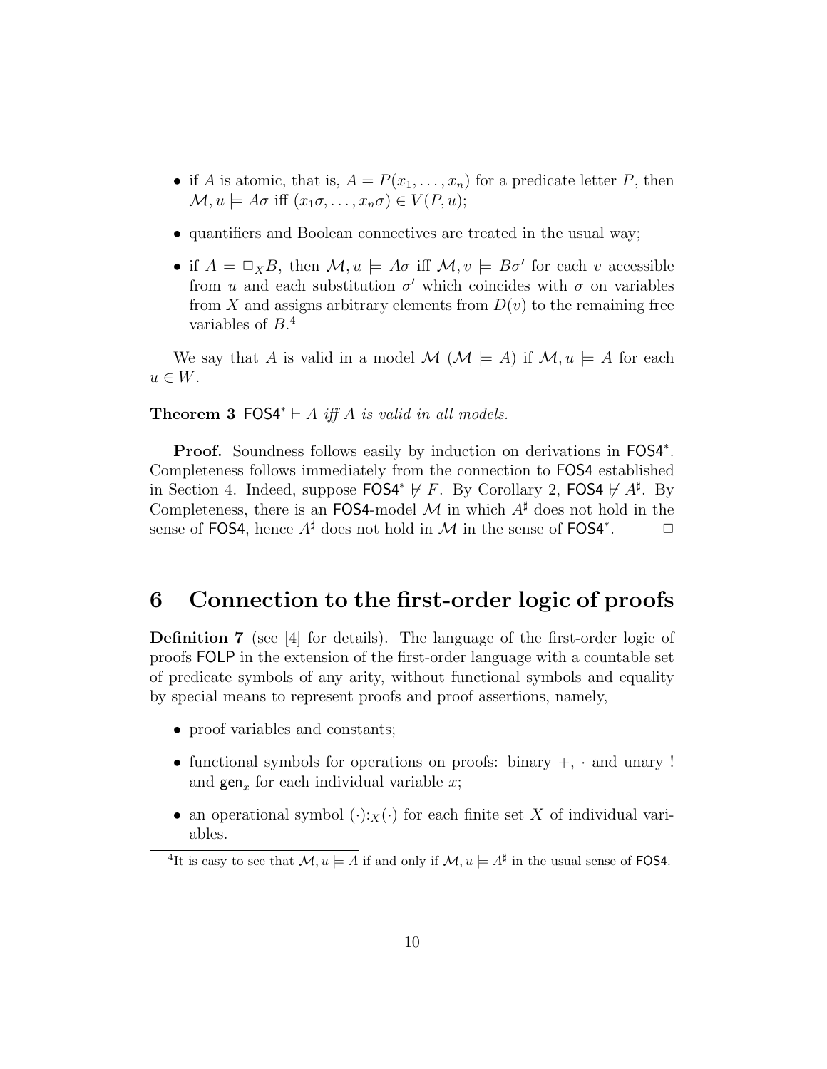- if $A$ is atomic, that is, $A = P(x_1, \ldots, x_n)$ for a predicate letter $P$, then $\mathcal{M}, u \models A\sigma$ iff $(x_1\sigma, \ldots, x_n\sigma) \in V(P, u)$;
- quantifiers and Boolean connectives are treated in the usual way;
- if $A = \Box_X B$, then $\mathcal{M}, u \models A\sigma$ iff $\mathcal{M}, v \models B\sigma'$ for each $v$ accessible from $u$ and each substitution $\sigma'$ which coincides with $\sigma$ on variables from $X$ and assigns arbitrary elements from $D(v)$ to the remaining free variables of $B$.[4]

We say that $A$ is valid in a model $\mathcal{M}$ ($\mathcal{M} \models A$) if $\mathcal{M}, u \models A$ for each $u \in W$.

**Theorem 3** *$\mathsf{FOS4}^* \vdash A$ iff $A$ is valid in all models.*

**Proof.** Soundness follows easily by induction on derivations in $\mathsf{FOS4}^*$. Completeness follows immediately from the connection to $\mathsf{FOS4}$ established in Section 4. Indeed, suppose $\mathsf{FOS4}^* \not\vdash F$. By Corollary 2, $\mathsf{FOS4} \not\vdash A^\sharp$. By Completeness, there is an $\mathsf{FOS4}$-model $\mathcal{M}$ in which $A^\sharp$ does not hold in the sense of $\mathsf{FOS4}$, hence $A^\sharp$ does not hold in $\mathcal{M}$ in the sense of $\mathsf{FOS4}^*$. $\Box$

# 6 Connection to the first-order logic of proofs

**Definition 7** (see [4] for details). The language of the first-order logic of proofs $\mathsf{FOLP}$ in the extension of the first-order language with a countable set of predicate symbols of any arity, without functional symbols and equality by special means to represent proofs and proof assertions, namely,

- proof variables and constants;
- functional symbols for operations on proofs: binary $+$, $\cdot$ and unary $!$ and $\mathsf{gen}_x$ for each individual variable $x$;
- an operational symbol $(\cdot){:}_X(\cdot)$ for each finite set $X$ of individual variables.

[4] It is easy to see that $\mathcal{M}, u \models A$ if and only if $\mathcal{M}, u \models A^\sharp$ in the usual sense of $\mathsf{FOS4}$.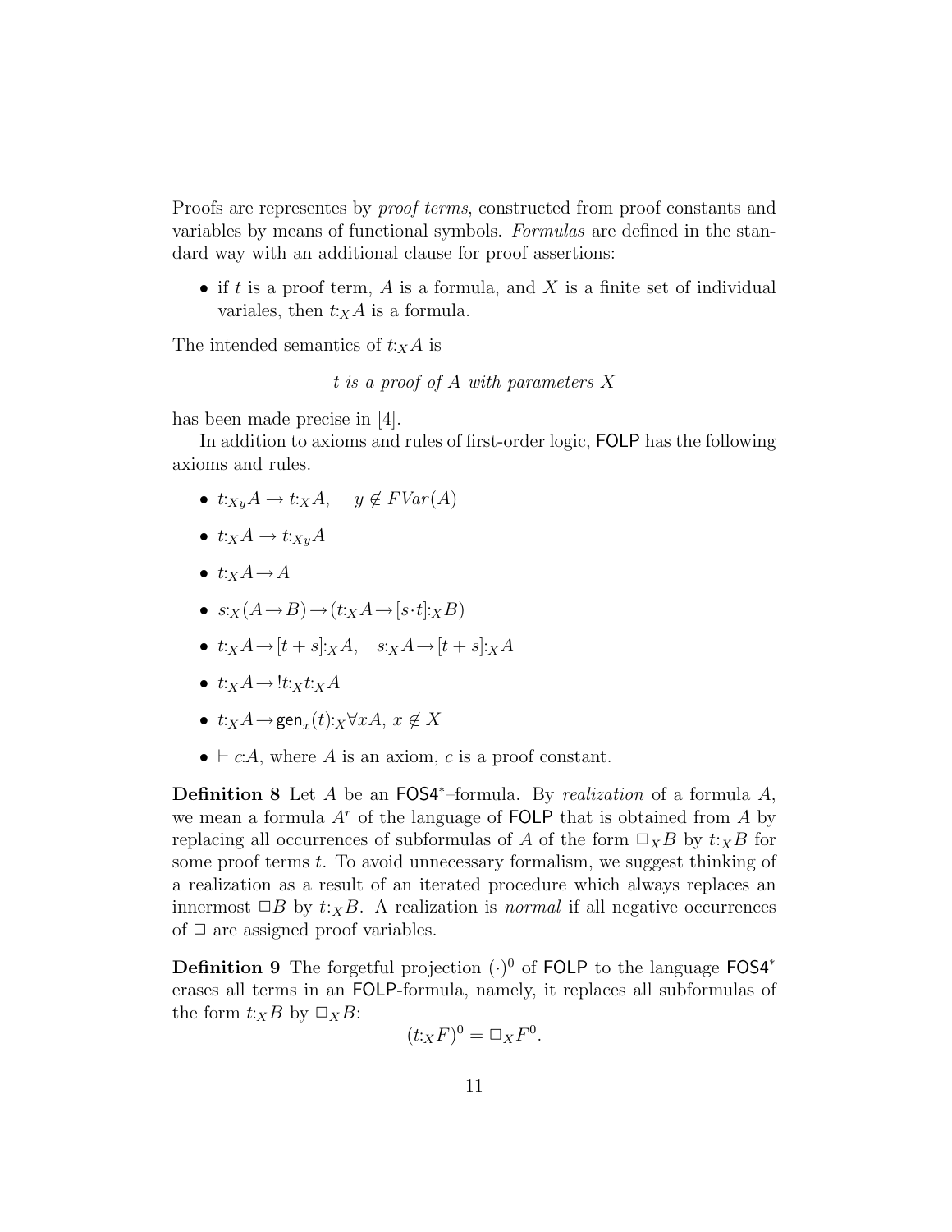Proofs are representes by *proof terms*, constructed from proof constants and variables by means of functional symbols. *Formulas* are defined in the standard way with an additional clause for proof assertions:

- if $t$ is a proof term, $A$ is a formula, and $X$ is a finite set of individual variales, then $t{:}_X A$ is a formula.

The intended semantics of $t{:}_X A$ is

*t is a proof of A with parameters X*

has been made precise in [4].

In addition to axioms and rules of first-order logic, FOLP has the following axioms and rules.

- $t{:}_{Xy}A \rightarrow t{:}_X A, \quad y \notin FVar(A)$
- $t{:}_X A \rightarrow t{:}_{Xy} A$
- $t{:}_X A \rightarrow A$
- $s{:}_X(A \rightarrow B) \rightarrow (t{:}_X A \rightarrow [s \cdot t]{:}_X B)$
- $t{:}_X A \rightarrow [t+s]{:}_X A, \quad s{:}_X A \rightarrow [t+s]{:}_X A$
- $t{:}_X A \rightarrow !t{:}_X t{:}_X A$
- $t{:}_X A \rightarrow \mathsf{gen}_x(t){:}_X \forall x A, \; x \notin X$
- $\vdash c{:}A$, where $A$ is an axiom, $c$ is a proof constant.

**Definition 8** Let $A$ be an FOS4$^*$–formula. By *realization* of a formula $A$, we mean a formula $A^r$ of the language of FOLP that is obtained from $A$ by replacing all occurrences of subformulas of $A$ of the form $\Box_X B$ by $t{:}_X B$ for some proof terms $t$. To avoid unnecessary formalism, we suggest thinking of a realization as a result of an iterated procedure which always replaces an innermost $\Box B$ by $t{:}_X B$. A realization is *normal* if all negative occurrences of $\Box$ are assigned proof variables.

**Definition 9** The forgetful projection $(\cdot)^0$ of FOLP to the language FOS4$^*$ erases all terms in an FOLP-formula, namely, it replaces all subformulas of the form $t{:}_X B$ by $\Box_X B$:

$$(t{:}_X F)^0 = \Box_X F^0.$$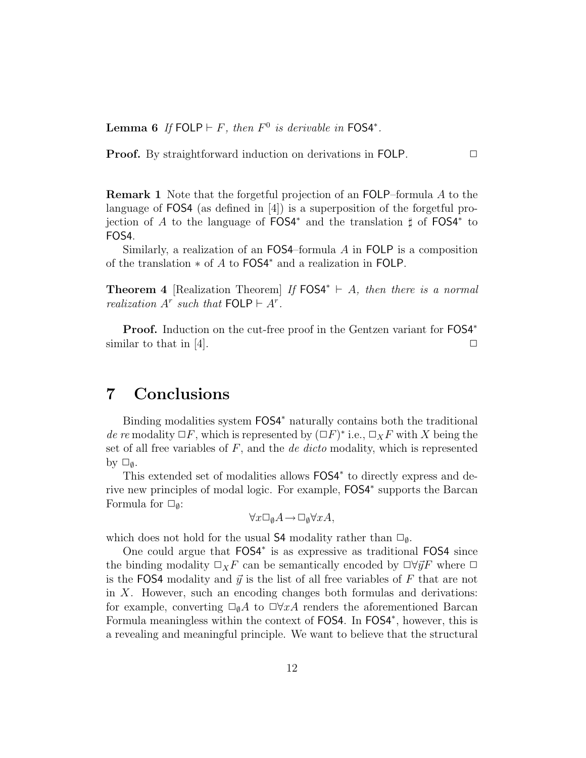**Lemma 6** *If* $\mathsf{FOLP} \vdash F$*, then* $F^0$ *is derivable in* $\mathsf{FOS4}^*$.

**Proof.** By straightforward induction on derivations in FOLP. $\Box$

**Remark 1** Note that the forgetful projection of an FOLP–formula $A$ to the language of FOS4 (as defined in [4]) is a superposition of the forgetful projection of $A$ to the language of $\mathsf{FOS4}^*$ and the translation $\sharp$ of $\mathsf{FOS4}^*$ to FOS4.

Similarly, a realization of an FOS4–formula $A$ in FOLP is a composition of the translation $*$ of $A$ to $\mathsf{FOS4}^*$ and a realization in FOLP.

**Theorem 4** [Realization Theorem] *If* $\mathsf{FOS4}^* \vdash A$*, then there is a normal realization* $A^r$ *such that* $\mathsf{FOLP} \vdash A^r$.

**Proof.** Induction on the cut-free proof in the Gentzen variant for $\mathsf{FOS4}^*$ similar to that in [4]. $\Box$

# 7 Conclusions

Binding modalities system $\mathsf{FOS4}^*$ naturally contains both the traditional *de re* modality $\Box F$, which is represented by $(\Box F)^*$ i.e., $\Box_X F$ with $X$ being the set of all free variables of $F$, and the *de dicto* modality, which is represented by $\Box_\emptyset$.

This extended set of modalities allows $\mathsf{FOS4}^*$ to directly express and derive new principles of modal logic. For example, $\mathsf{FOS4}^*$ supports the Barcan Formula for $\Box_\emptyset$:

$$\forall x \Box_\emptyset A \rightarrow \Box_\emptyset \forall x A,$$

which does not hold for the usual S4 modality rather than $\Box_\emptyset$.

One could argue that $\mathsf{FOS4}^*$ is as expressive as traditional FOS4 since the binding modality $\Box_X F$ can be semantically encoded by $\Box \forall \vec{y} F$ where $\Box$ is the FOS4 modality and $\vec{y}$ is the list of all free variables of $F$ that are not in $X$. However, such an encoding changes both formulas and derivations: for example, converting $\Box_\emptyset A$ to $\Box \forall x A$ renders the aforementioned Barcan Formula meaningless within the context of FOS4. In $\mathsf{FOS4}^*$, however, this is a revealing and meaningful principle. We want to believe that the structural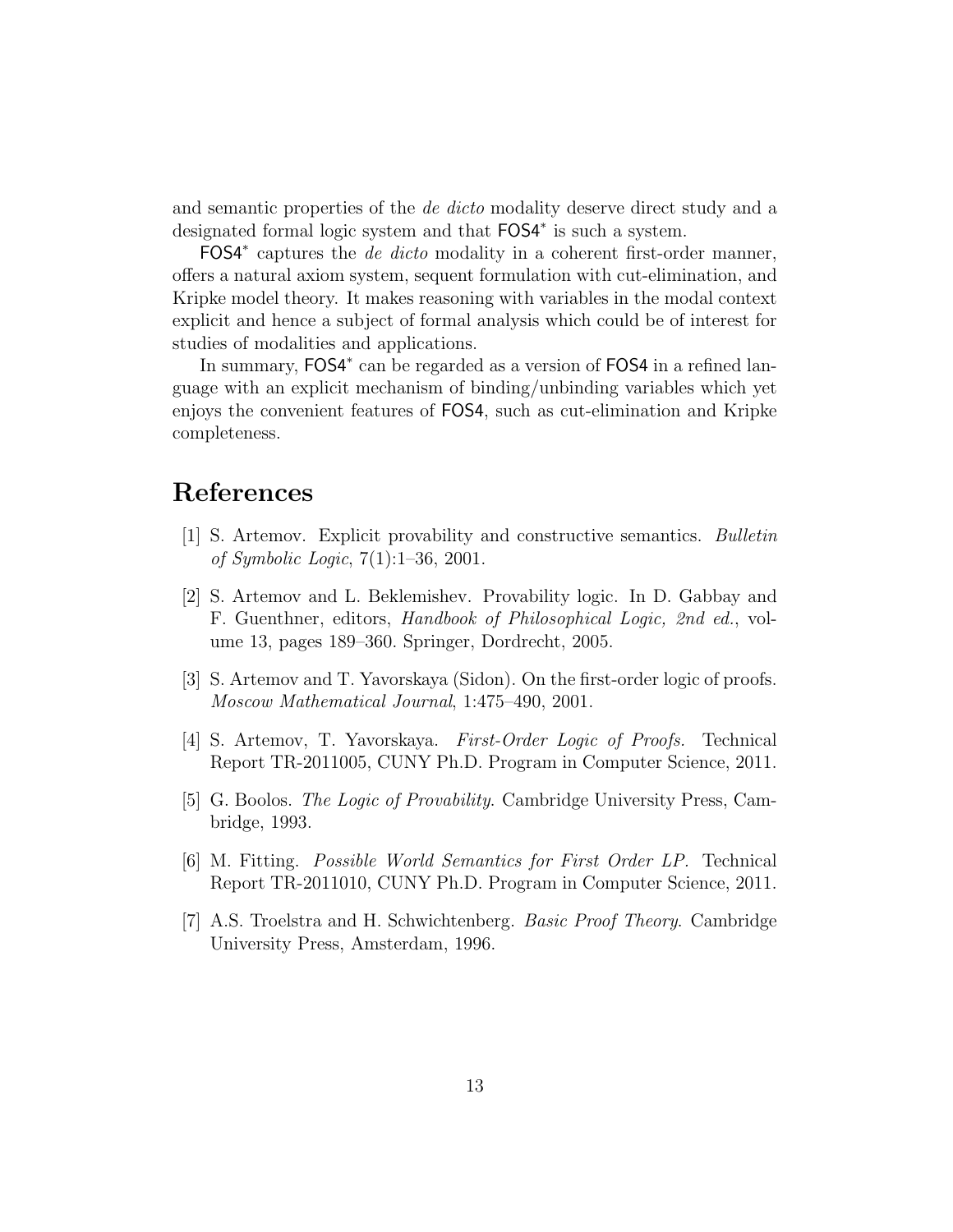and semantic properties of the *de dicto* modality deserve direct study and a designated formal logic system and that $\mathsf{FOS4}^*$ is such a system.

$\mathsf{FOS4}^*$ captures the *de dicto* modality in a coherent first-order manner, offers a natural axiom system, sequent formulation with cut-elimination, and Kripke model theory. It makes reasoning with variables in the modal context explicit and hence a subject of formal analysis which could be of interest for studies of modalities and applications.

In summary, $\mathsf{FOS4}^*$ can be regarded as a version of $\mathsf{FOS4}$ in a refined language with an explicit mechanism of binding/unbinding variables which yet enjoys the convenient features of $\mathsf{FOS4}$, such as cut-elimination and Kripke completeness.

# References

[1] S. Artemov. Explicit provability and constructive semantics. *Bulletin of Symbolic Logic*, 7(1):1–36, 2001.

[2] S. Artemov and L. Beklemishev. Provability logic. In D. Gabbay and F. Guenthner, editors, *Handbook of Philosophical Logic, 2nd ed.*, volume 13, pages 189–360. Springer, Dordrecht, 2005.

[3] S. Artemov and T. Yavorskaya (Sidon). On the first-order logic of proofs. *Moscow Mathematical Journal*, 1:475–490, 2001.

[4] S. Artemov, T. Yavorskaya. *First-Order Logic of Proofs.* Technical Report TR-2011005, CUNY Ph.D. Program in Computer Science, 2011.

[5] G. Boolos. *The Logic of Provability*. Cambridge University Press, Cambridge, 1993.

[6] M. Fitting. *Possible World Semantics for First Order LP.* Technical Report TR-2011010, CUNY Ph.D. Program in Computer Science, 2011.

[7] A.S. Troelstra and H. Schwichtenberg. *Basic Proof Theory*. Cambridge University Press, Amsterdam, 1996.